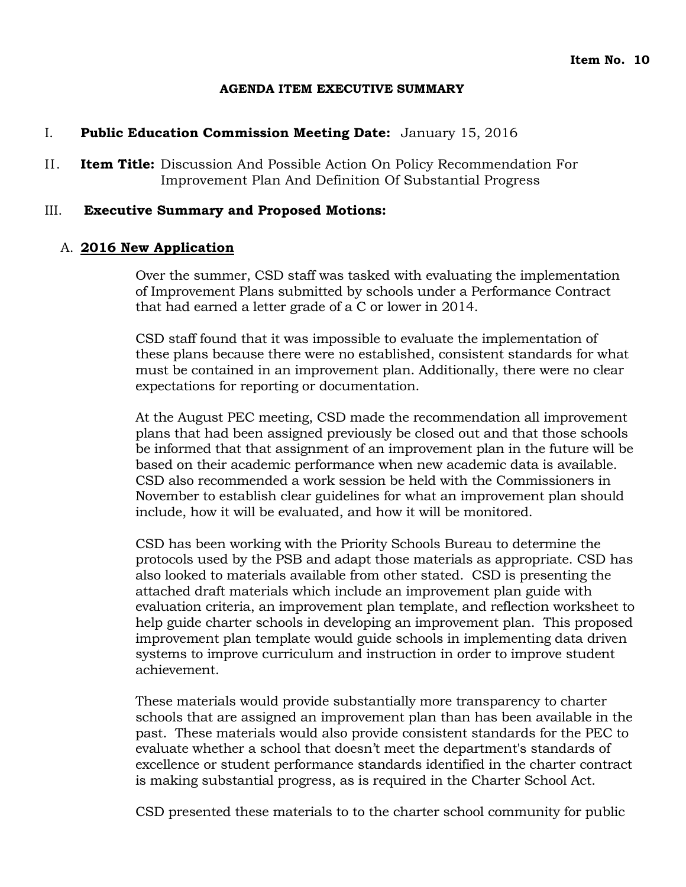**Item No. 10**

**AGENDA ITEM EXECUTIVE SUMMARY**

I. **Public Education Commission Meeting Date:** January 15, 2016

II. **Item Title:** Discussion And Possible Action On Policy Recommendation For Improvement Plan And Definition Of Substantial Progress

III. **Executive Summary and Proposed Motions:**

A. **2016 New Application**

Over the summer, CSD staff was tasked with evaluating the implementation of Improvement Plans submitted by schools under a Performance Contract that had earned a letter grade of a C or lower in 2014.

CSD staff found that it was impossible to evaluate the implementation of these plans because there were no established, consistent standards for what must be contained in an improvement plan. Additionally, there were no clear expectations for reporting or documentation.

At the August PEC meeting, CSD made the recommendation all improvement plans that had been assigned previously be closed out and that those schools be informed that that assignment of an improvement plan in the future will be based on their academic performance when new academic data is available. CSD also recommended a work session be held with the Commissioners in November to establish clear guidelines for what an improvement plan should include, how it will be evaluated, and how it will be monitored.

CSD has been working with the Priority Schools Bureau to determine the protocols used by the PSB and adapt those materials as appropriate. CSD has also looked to materials available from other stated. CSD is presenting the attached draft materials which include an improvement plan guide with evaluation criteria, an improvement plan template, and reflection worksheet to help guide charter schools in developing an improvement plan. This proposed improvement plan template would guide schools in implementing data driven systems to improve curriculum and instruction in order to improve student achievement.

These materials would provide substantially more transparency to charter schools that are assigned an improvement plan than has been available in the past. These materials would also provide consistent standards for the PEC to evaluate whether a school that doesn't meet the department's standards of excellence or student performance standards identified in the charter contract is making substantial progress, as is required in the Charter School Act.

CSD presented these materials to to the charter school community for public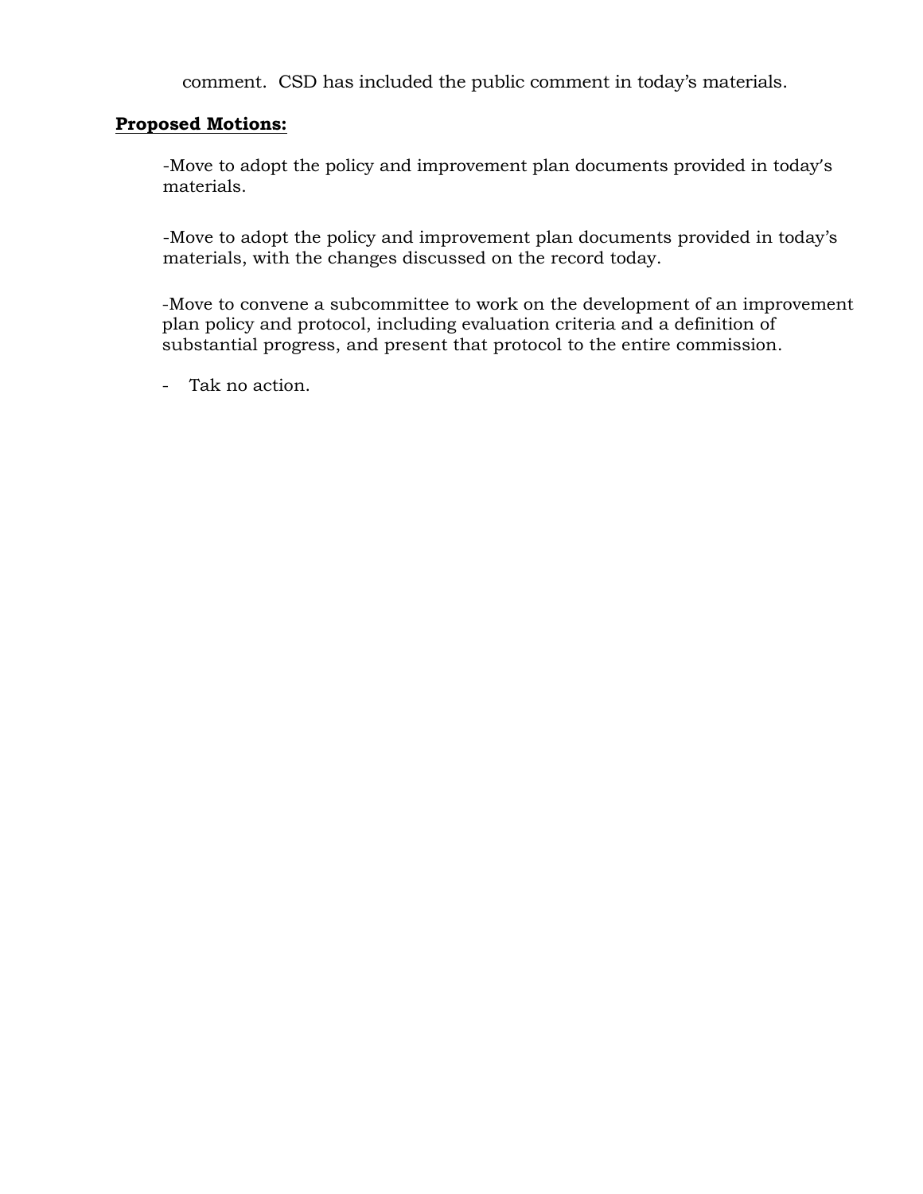comment. CSD has included the public comment in today's materials.

**Proposed Motions:**

-Move to adopt the policy and improvement plan documents provided in today's materials.

-Move to adopt the policy and improvement plan documents provided in today's materials, with the changes discussed on the record today.

-Move to convene a subcommittee to work on the development of an improvement plan policy and protocol, including evaluation criteria and a definition of substantial progress, and present that protocol to the entire commission.

- Tak no action.